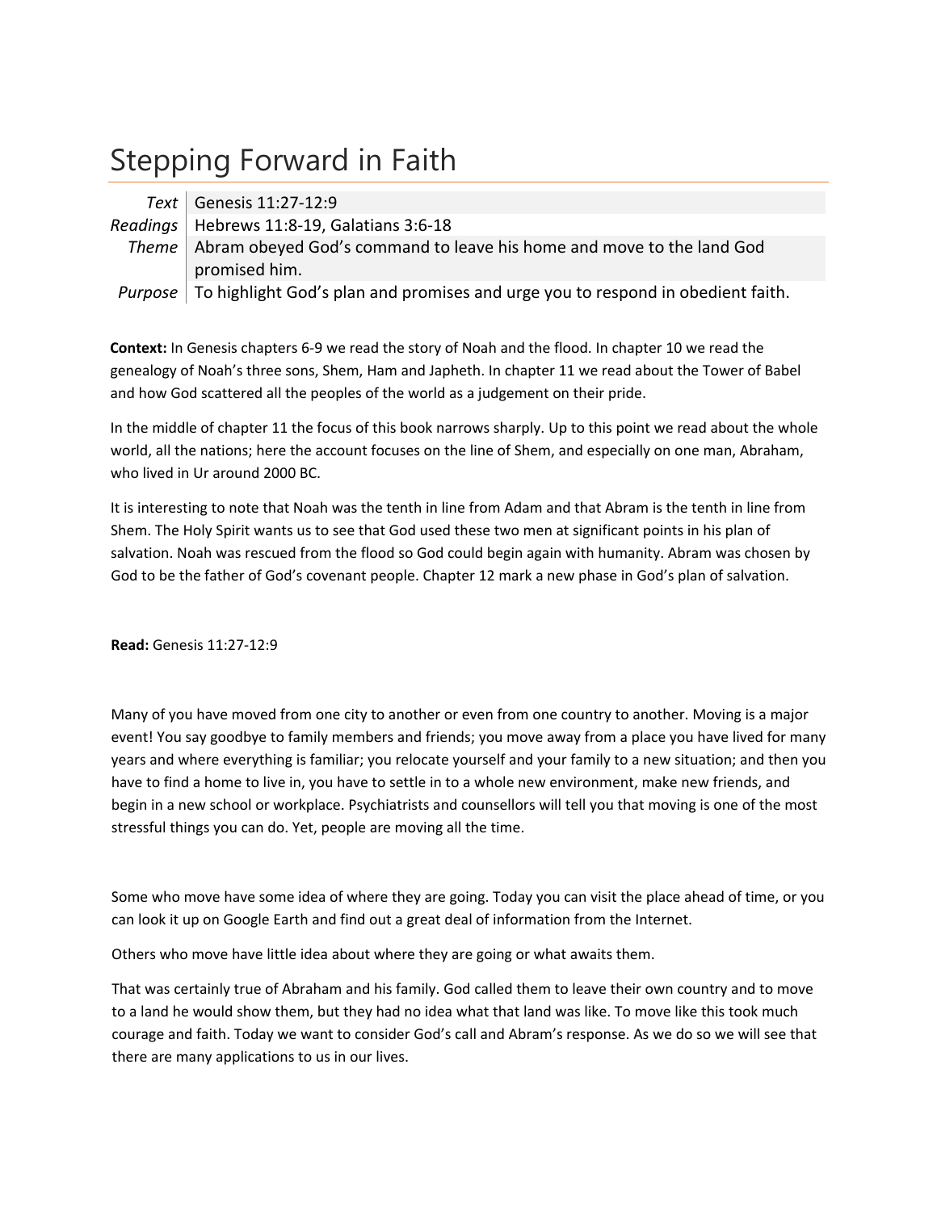# Stepping Forward in Faith

| | |
|---|---|
| *Text* | Genesis 11:27-12:9 |
| *Readings* | Hebrews 11:8-19, Galatians 3:6-18 |
| *Theme* | Abram obeyed God's command to leave his home and move to the land God promised him. |
| *Purpose* | To highlight God's plan and promises and urge you to respond in obedient faith. |

**Context:** In Genesis chapters 6-9 we read the story of Noah and the flood. In chapter 10 we read the genealogy of Noah's three sons, Shem, Ham and Japheth. In chapter 11 we read about the Tower of Babel and how God scattered all the peoples of the world as a judgement on their pride.

In the middle of chapter 11 the focus of this book narrows sharply. Up to this point we read about the whole world, all the nations; here the account focuses on the line of Shem, and especially on one man, Abraham, who lived in Ur around 2000 BC.

It is interesting to note that Noah was the tenth in line from Adam and that Abram is the tenth in line from Shem. The Holy Spirit wants us to see that God used these two men at significant points in his plan of salvation. Noah was rescued from the flood so God could begin again with humanity. Abram was chosen by God to be the father of God's covenant people. Chapter 12 mark a new phase in God's plan of salvation.

**Read:** Genesis 11:27-12:9

Many of you have moved from one city to another or even from one country to another. Moving is a major event! You say goodbye to family members and friends; you move away from a place you have lived for many years and where everything is familiar; you relocate yourself and your family to a new situation; and then you have to find a home to live in, you have to settle in to a whole new environment, make new friends, and begin in a new school or workplace. Psychiatrists and counsellors will tell you that moving is one of the most stressful things you can do. Yet, people are moving all the time.

Some who move have some idea of where they are going. Today you can visit the place ahead of time, or you can look it up on Google Earth and find out a great deal of information from the Internet.

Others who move have little idea about where they are going or what awaits them.

That was certainly true of Abraham and his family. God called them to leave their own country and to move to a land he would show them, but they had no idea what that land was like. To move like this took much courage and faith. Today we want to consider God's call and Abram's response. As we do so we will see that there are many applications to us in our lives.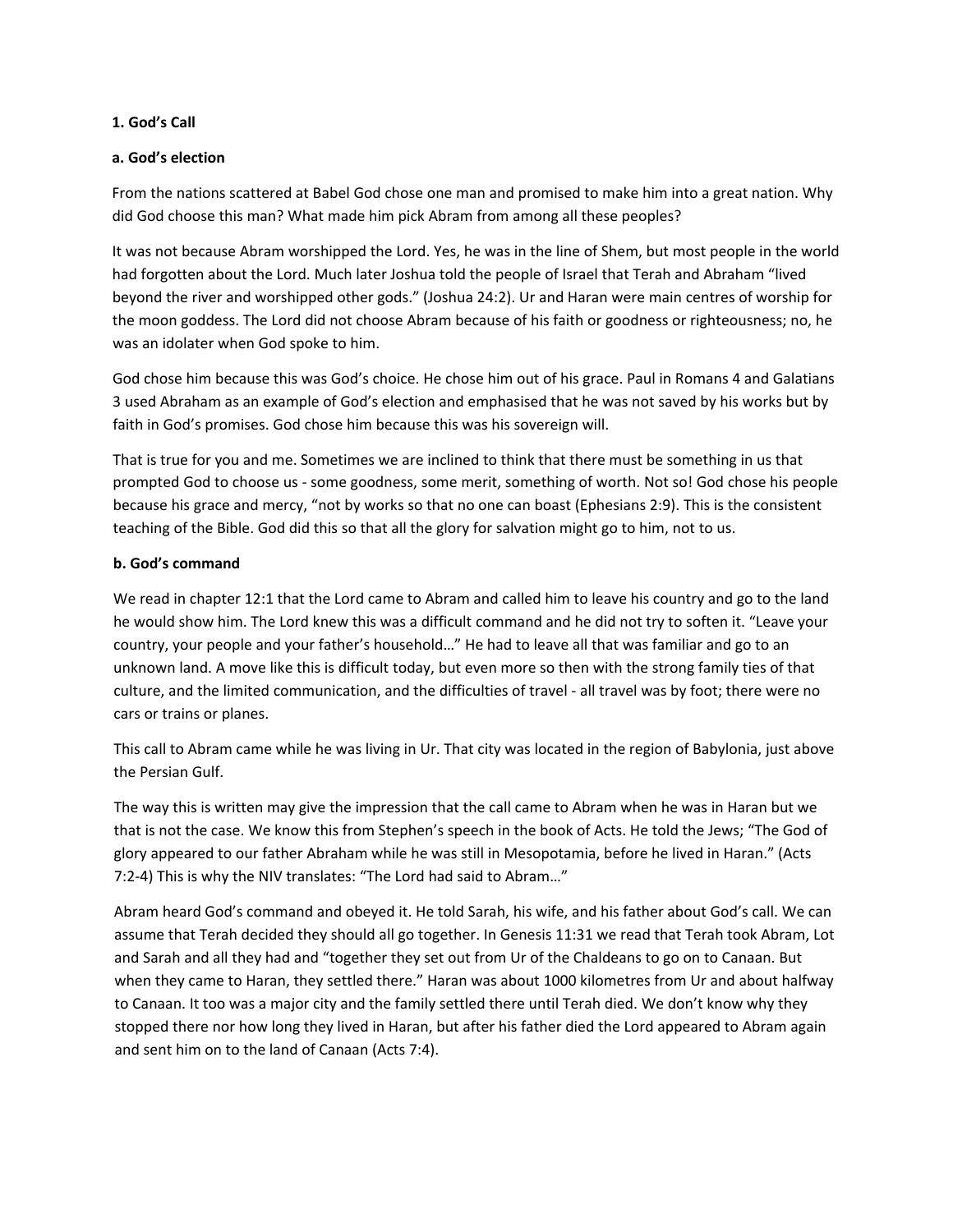**1. God's Call**

**a. God's election**

From the nations scattered at Babel God chose one man and promised to make him into a great nation. Why did God choose this man? What made him pick Abram from among all these peoples?

It was not because Abram worshipped the Lord. Yes, he was in the line of Shem, but most people in the world had forgotten about the Lord. Much later Joshua told the people of Israel that Terah and Abraham "lived beyond the river and worshipped other gods." (Joshua 24:2). Ur and Haran were main centres of worship for the moon goddess. The Lord did not choose Abram because of his faith or goodness or righteousness; no, he was an idolater when God spoke to him.

God chose him because this was God's choice. He chose him out of his grace. Paul in Romans 4 and Galatians 3 used Abraham as an example of God's election and emphasised that he was not saved by his works but by faith in God's promises. God chose him because this was his sovereign will.

That is true for you and me. Sometimes we are inclined to think that there must be something in us that prompted God to choose us - some goodness, some merit, something of worth. Not so! God chose his people because his grace and mercy, "not by works so that no one can boast (Ephesians 2:9). This is the consistent teaching of the Bible. God did this so that all the glory for salvation might go to him, not to us.

**b. God's command**

We read in chapter 12:1 that the Lord came to Abram and called him to leave his country and go to the land he would show him. The Lord knew this was a difficult command and he did not try to soften it. "Leave your country, your people and your father's household…" He had to leave all that was familiar and go to an unknown land. A move like this is difficult today, but even more so then with the strong family ties of that culture, and the limited communication, and the difficulties of travel - all travel was by foot; there were no cars or trains or planes.

This call to Abram came while he was living in Ur. That city was located in the region of Babylonia, just above the Persian Gulf.

The way this is written may give the impression that the call came to Abram when he was in Haran but we that is not the case. We know this from Stephen's speech in the book of Acts. He told the Jews; "The God of glory appeared to our father Abraham while he was still in Mesopotamia, before he lived in Haran." (Acts 7:2-4) This is why the NIV translates: "The Lord had said to Abram…"

Abram heard God's command and obeyed it. He told Sarah, his wife, and his father about God's call. We can assume that Terah decided they should all go together. In Genesis 11:31 we read that Terah took Abram, Lot and Sarah and all they had and "together they set out from Ur of the Chaldeans to go on to Canaan. But when they came to Haran, they settled there." Haran was about 1000 kilometres from Ur and about halfway to Canaan. It too was a major city and the family settled there until Terah died. We don't know why they stopped there nor how long they lived in Haran, but after his father died the Lord appeared to Abram again and sent him on to the land of Canaan (Acts 7:4).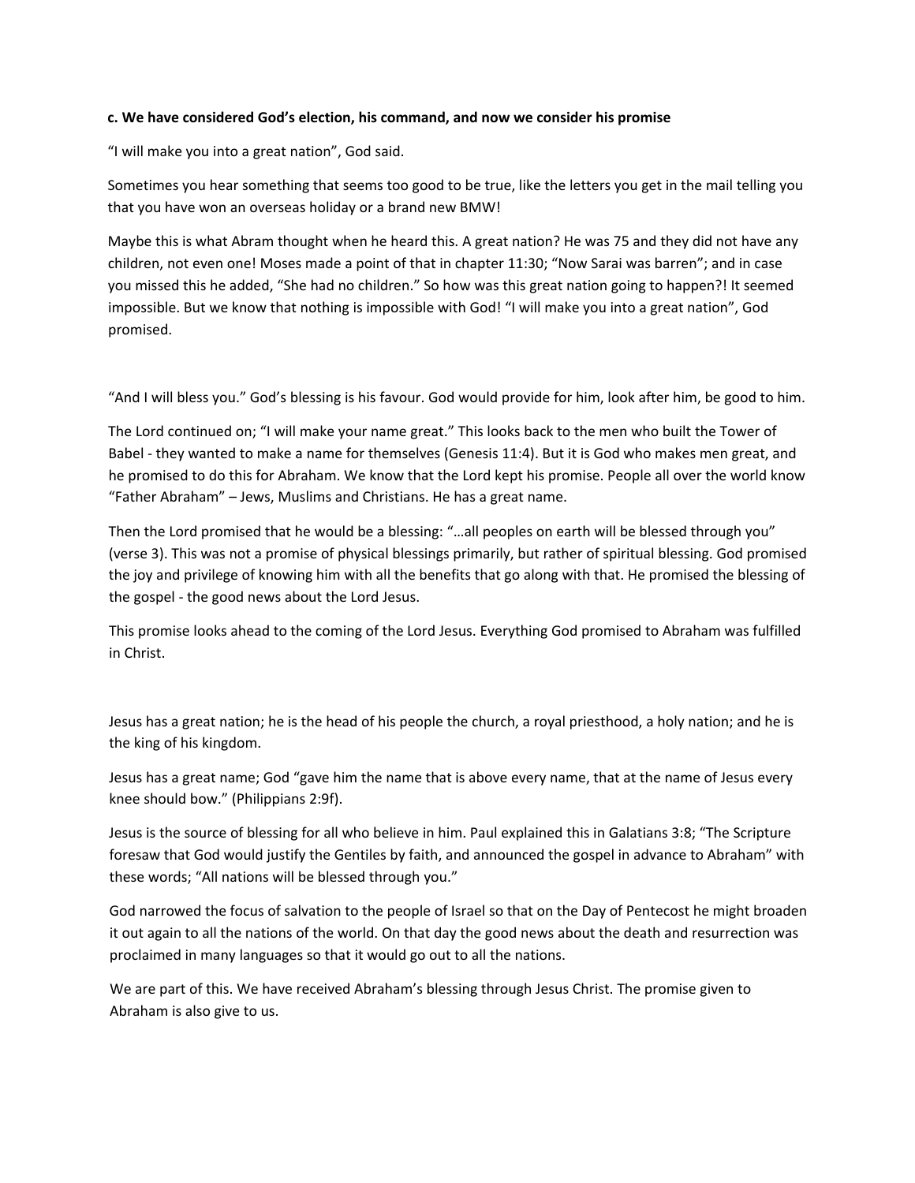**c. We have considered God's election, his command, and now we consider his promise**

"I will make you into a great nation", God said.

Sometimes you hear something that seems too good to be true, like the letters you get in the mail telling you that you have won an overseas holiday or a brand new BMW!

Maybe this is what Abram thought when he heard this. A great nation? He was 75 and they did not have any children, not even one! Moses made a point of that in chapter 11:30; "Now Sarai was barren"; and in case you missed this he added, "She had no children." So how was this great nation going to happen?! It seemed impossible. But we know that nothing is impossible with God! "I will make you into a great nation", God promised.

"And I will bless you." God's blessing is his favour. God would provide for him, look after him, be good to him.

The Lord continued on; "I will make your name great." This looks back to the men who built the Tower of Babel - they wanted to make a name for themselves (Genesis 11:4). But it is God who makes men great, and he promised to do this for Abraham. We know that the Lord kept his promise. People all over the world know "Father Abraham" – Jews, Muslims and Christians. He has a great name.

Then the Lord promised that he would be a blessing: "…all peoples on earth will be blessed through you" (verse 3). This was not a promise of physical blessings primarily, but rather of spiritual blessing. God promised the joy and privilege of knowing him with all the benefits that go along with that. He promised the blessing of the gospel - the good news about the Lord Jesus.

This promise looks ahead to the coming of the Lord Jesus. Everything God promised to Abraham was fulfilled in Christ.

Jesus has a great nation; he is the head of his people the church, a royal priesthood, a holy nation; and he is the king of his kingdom.

Jesus has a great name; God "gave him the name that is above every name, that at the name of Jesus every knee should bow." (Philippians 2:9f).

Jesus is the source of blessing for all who believe in him. Paul explained this in Galatians 3:8; "The Scripture foresaw that God would justify the Gentiles by faith, and announced the gospel in advance to Abraham" with these words; "All nations will be blessed through you."

God narrowed the focus of salvation to the people of Israel so that on the Day of Pentecost he might broaden it out again to all the nations of the world. On that day the good news about the death and resurrection was proclaimed in many languages so that it would go out to all the nations.

We are part of this. We have received Abraham's blessing through Jesus Christ. The promise given to Abraham is also give to us.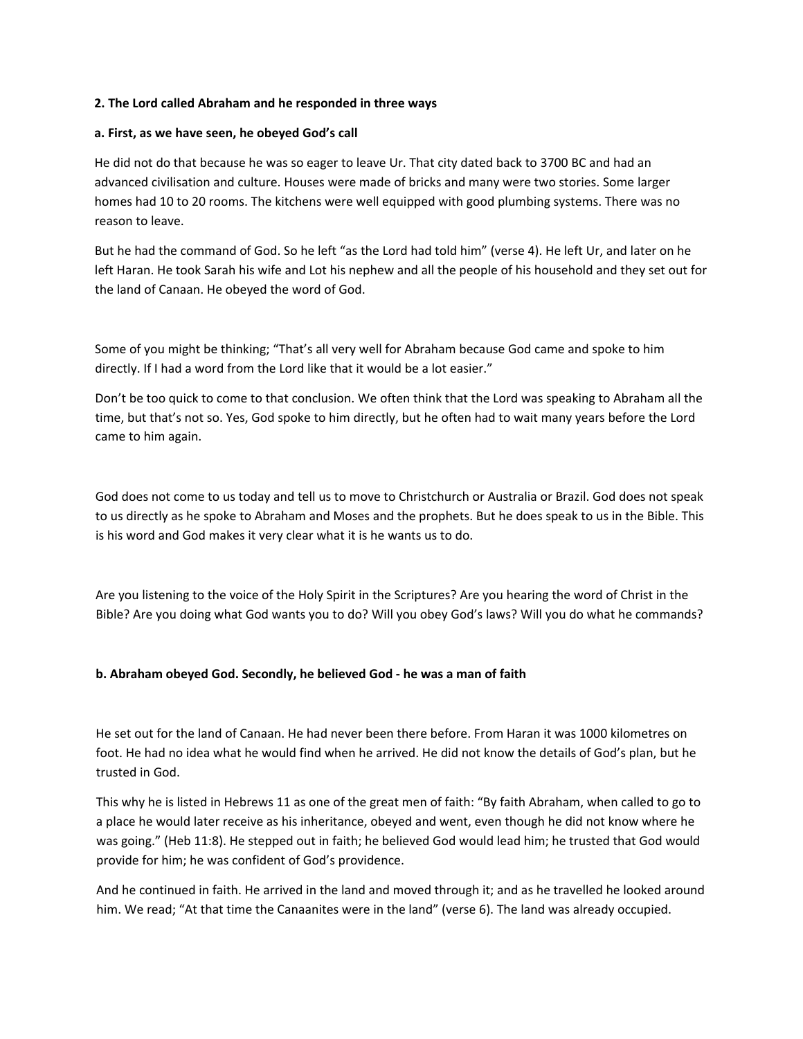**2. The Lord called Abraham and he responded in three ways**

**a. First, as we have seen, he obeyed God's call**

He did not do that because he was so eager to leave Ur. That city dated back to 3700 BC and had an advanced civilisation and culture. Houses were made of bricks and many were two stories. Some larger homes had 10 to 20 rooms. The kitchens were well equipped with good plumbing systems. There was no reason to leave.

But he had the command of God. So he left "as the Lord had told him" (verse 4). He left Ur, and later on he left Haran. He took Sarah his wife and Lot his nephew and all the people of his household and they set out for the land of Canaan. He obeyed the word of God.

Some of you might be thinking; "That's all very well for Abraham because God came and spoke to him directly. If I had a word from the Lord like that it would be a lot easier."

Don't be too quick to come to that conclusion. We often think that the Lord was speaking to Abraham all the time, but that's not so. Yes, God spoke to him directly, but he often had to wait many years before the Lord came to him again.

God does not come to us today and tell us to move to Christchurch or Australia or Brazil. God does not speak to us directly as he spoke to Abraham and Moses and the prophets. But he does speak to us in the Bible. This is his word and God makes it very clear what it is he wants us to do.

Are you listening to the voice of the Holy Spirit in the Scriptures? Are you hearing the word of Christ in the Bible? Are you doing what God wants you to do? Will you obey God's laws? Will you do what he commands?

**b. Abraham obeyed God. Secondly, he believed God - he was a man of faith**

He set out for the land of Canaan. He had never been there before. From Haran it was 1000 kilometres on foot. He had no idea what he would find when he arrived. He did not know the details of God's plan, but he trusted in God.

This why he is listed in Hebrews 11 as one of the great men of faith: "By faith Abraham, when called to go to a place he would later receive as his inheritance, obeyed and went, even though he did not know where he was going." (Heb 11:8). He stepped out in faith; he believed God would lead him; he trusted that God would provide for him; he was confident of God's providence.

And he continued in faith. He arrived in the land and moved through it; and as he travelled he looked around him. We read; "At that time the Canaanites were in the land" (verse 6). The land was already occupied.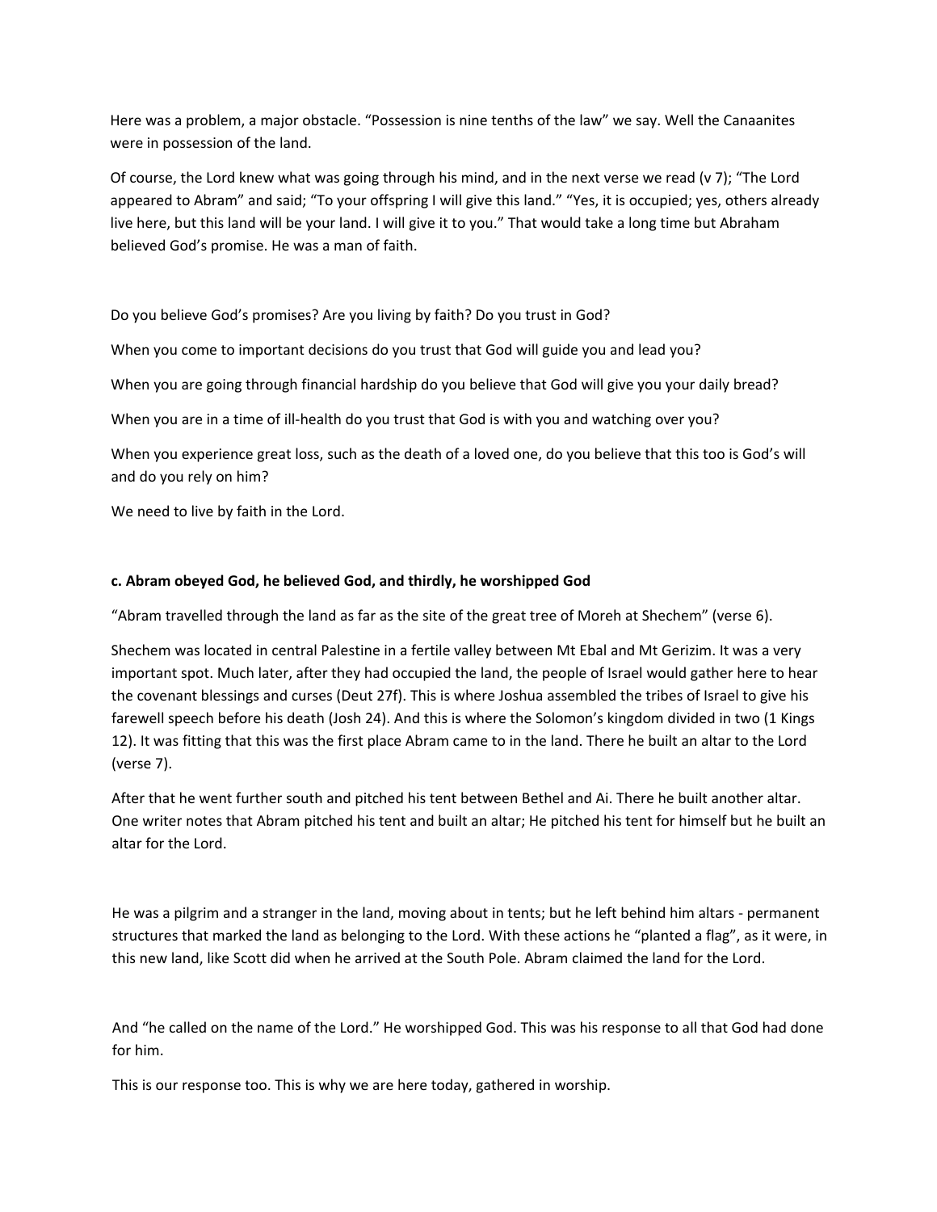Here was a problem, a major obstacle. "Possession is nine tenths of the law" we say. Well the Canaanites were in possession of the land.

Of course, the Lord knew what was going through his mind, and in the next verse we read (v 7); "The Lord appeared to Abram" and said; "To your offspring I will give this land." "Yes, it is occupied; yes, others already live here, but this land will be your land. I will give it to you." That would take a long time but Abraham believed God's promise. He was a man of faith.

Do you believe God's promises? Are you living by faith? Do you trust in God?

When you come to important decisions do you trust that God will guide you and lead you?

When you are going through financial hardship do you believe that God will give you your daily bread?

When you are in a time of ill-health do you trust that God is with you and watching over you?

When you experience great loss, such as the death of a loved one, do you believe that this too is God's will and do you rely on him?

We need to live by faith in the Lord.

**c. Abram obeyed God, he believed God, and thirdly, he worshipped God**

"Abram travelled through the land as far as the site of the great tree of Moreh at Shechem" (verse 6).

Shechem was located in central Palestine in a fertile valley between Mt Ebal and Mt Gerizim. It was a very important spot. Much later, after they had occupied the land, the people of Israel would gather here to hear the covenant blessings and curses (Deut 27f). This is where Joshua assembled the tribes of Israel to give his farewell speech before his death (Josh 24). And this is where the Solomon's kingdom divided in two (1 Kings 12). It was fitting that this was the first place Abram came to in the land. There he built an altar to the Lord (verse 7).

After that he went further south and pitched his tent between Bethel and Ai. There he built another altar. One writer notes that Abram pitched his tent and built an altar; He pitched his tent for himself but he built an altar for the Lord.

He was a pilgrim and a stranger in the land, moving about in tents; but he left behind him altars - permanent structures that marked the land as belonging to the Lord. With these actions he "planted a flag", as it were, in this new land, like Scott did when he arrived at the South Pole. Abram claimed the land for the Lord.

And "he called on the name of the Lord." He worshipped God. This was his response to all that God had done for him.

This is our response too. This is why we are here today, gathered in worship.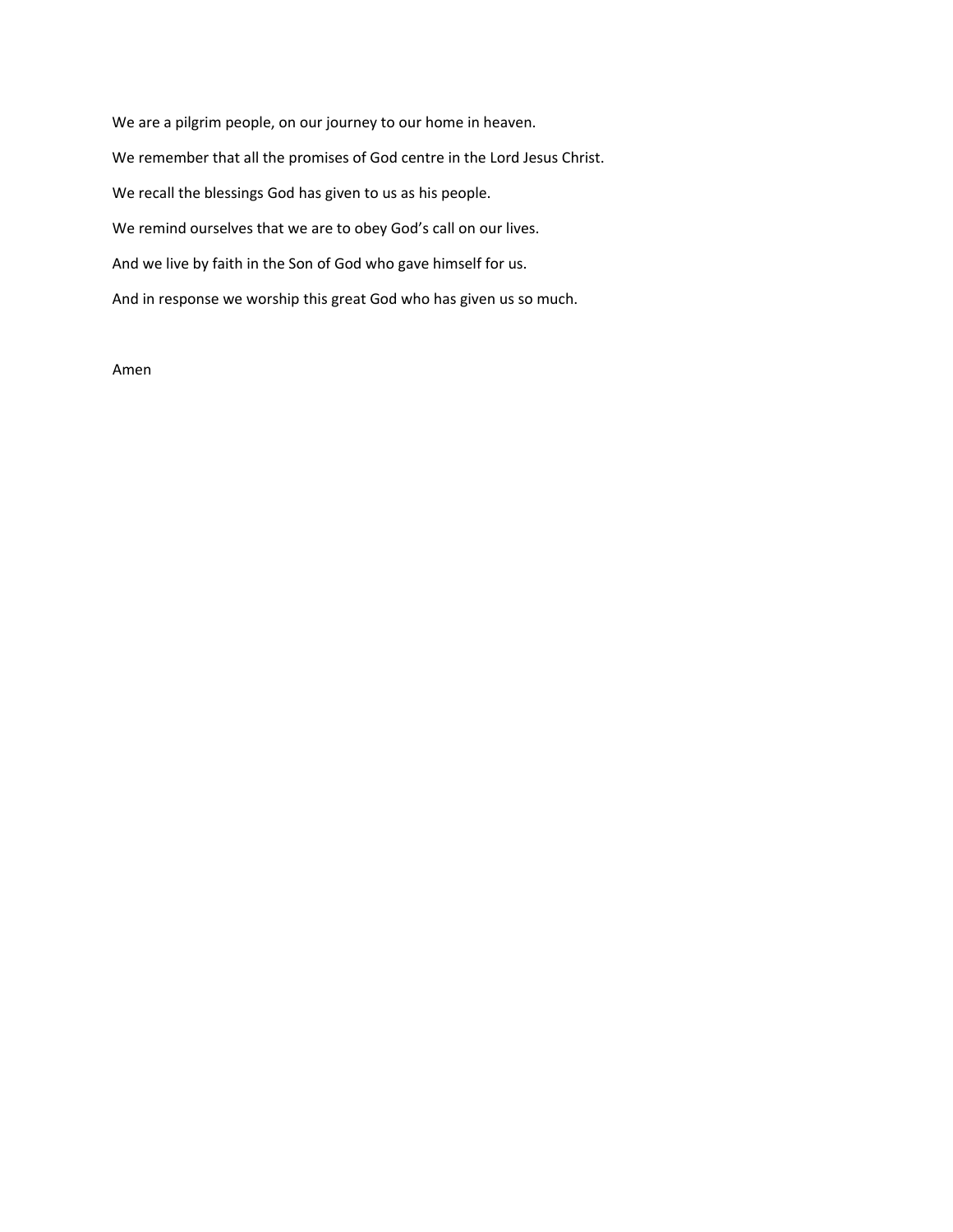We are a pilgrim people, on our journey to our home in heaven.

We remember that all the promises of God centre in the Lord Jesus Christ.

We recall the blessings God has given to us as his people.

We remind ourselves that we are to obey God’s call on our lives.

And we live by faith in the Son of God who gave himself for us.

And in response we worship this great God who has given us so much.

Amen